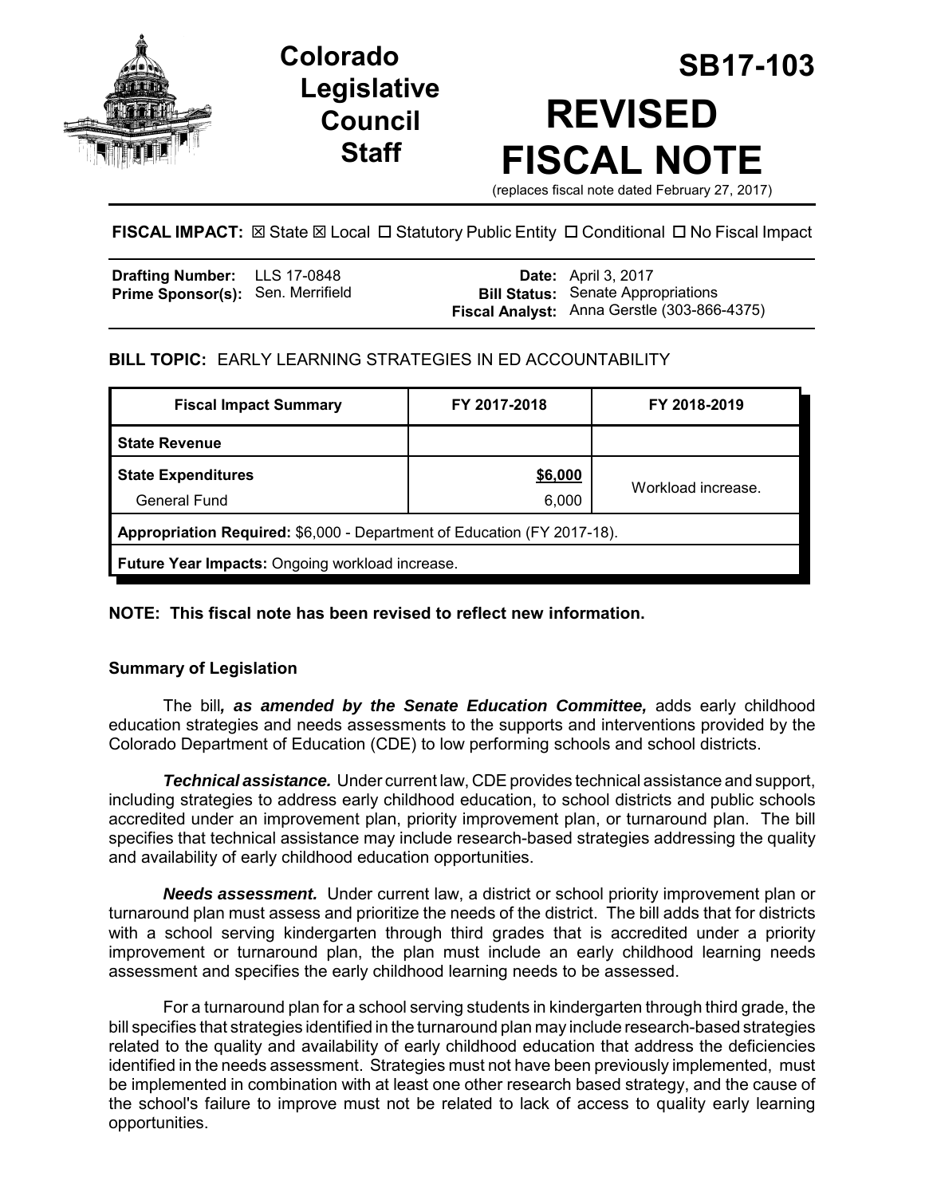# Colorado Legislative Council Staff

# SB17-103

# REVISED FISCAL NOTE

(replaces fiscal note dated February 27, 2017)

**FISCAL IMPACT:** ☒ State ☒ Local ☐ Statutory Public Entity ☐ Conditional ☐ No Fiscal Impact

| | | | |
|---|---|---|---|
| **Drafting Number:** | LLS 17-0848 | **Date:** | April 3, 2017 |
| **Prime Sponsor(s):** | Sen. Merrifield | **Bill Status:** | Senate Appropriations |
| | | **Fiscal Analyst:** | Anna Gerstle (303-866-4375) |

**BILL TOPIC:** EARLY LEARNING STRATEGIES IN ED ACCOUNTABILITY

| Fiscal Impact Summary | FY 2017-2018 | FY 2018-2019 |
|---|---|---|
| **State Revenue** | | |
| **State Expenditures** | **$6,000** | Workload increase. |
| General Fund | 6,000 | |
| **Appropriation Required:** $6,000 - Department of Education (FY 2017-18). | | |
| **Future Year Impacts:** Ongoing workload increase. | | |

**NOTE: This fiscal note has been revised to reflect new information.**

### Summary of Legislation

The bill***, as amended by the Senate Education Committee,*** adds early childhood education strategies and needs assessments to the supports and interventions provided by the Colorado Department of Education (CDE) to low performing schools and school districts.

***Technical assistance.*** Under current law, CDE provides technical assistance and support, including strategies to address early childhood education, to school districts and public schools accredited under an improvement plan, priority improvement plan, or turnaround plan. The bill specifies that technical assistance may include research-based strategies addressing the quality and availability of early childhood education opportunities.

***Needs assessment.*** Under current law, a district or school priority improvement plan or turnaround plan must assess and prioritize the needs of the district. The bill adds that for districts with a school serving kindergarten through third grades that is accredited under a priority improvement or turnaround plan, the plan must include an early childhood learning needs assessment and specifies the early childhood learning needs to be assessed.

For a turnaround plan for a school serving students in kindergarten through third grade, the bill specifies that strategies identified in the turnaround plan may include research-based strategies related to the quality and availability of early childhood education that address the deficiencies identified in the needs assessment. Strategies must not have been previously implemented, must be implemented in combination with at least one other research based strategy, and the cause of the school's failure to improve must not be related to lack of access to quality early learning opportunities.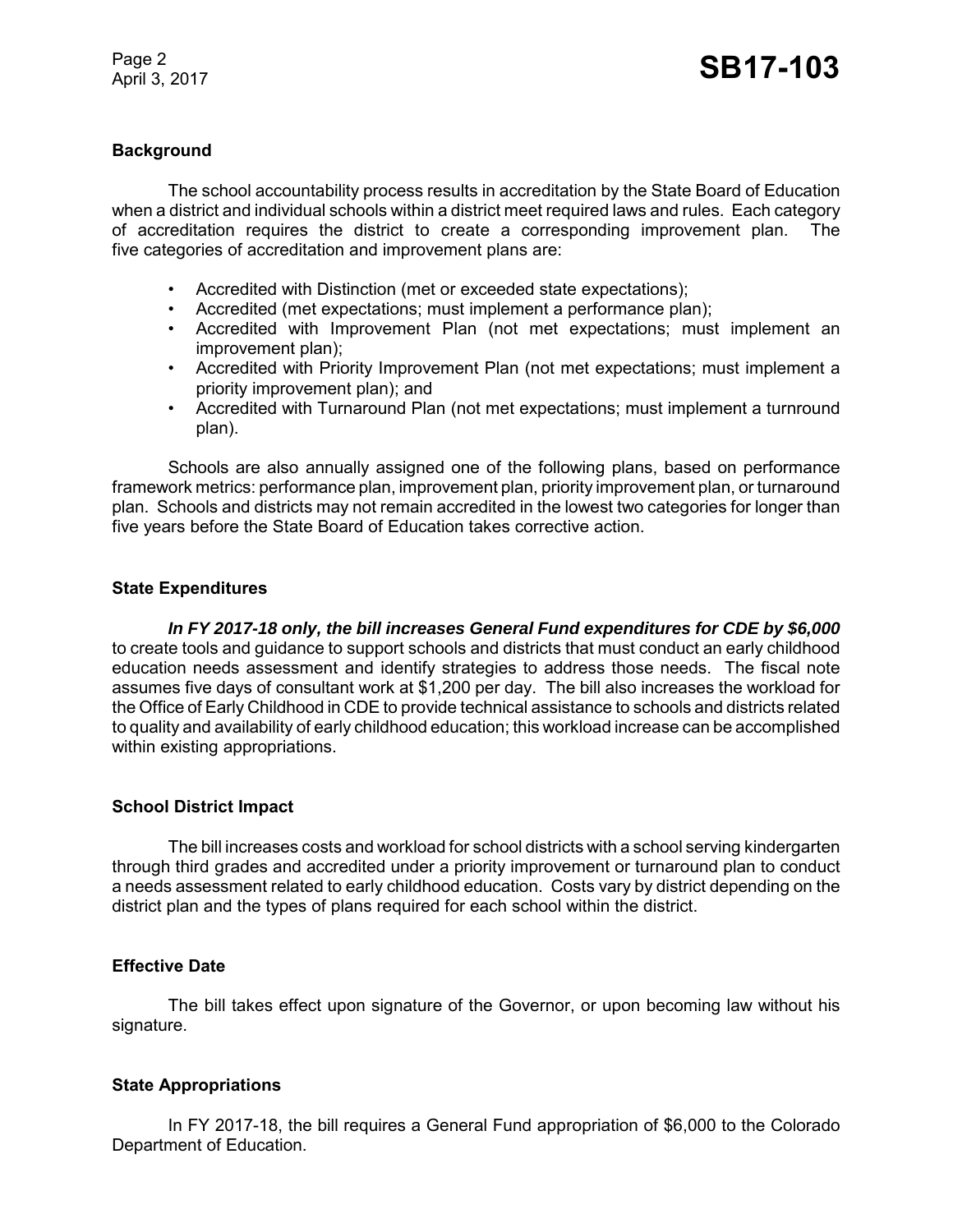## Background

The school accountability process results in accreditation by the State Board of Education when a district and individual schools within a district meet required laws and rules. Each category of accreditation requires the district to create a corresponding improvement plan. The five categories of accreditation and improvement plans are:

- Accredited with Distinction (met or exceeded state expectations);
- Accredited (met expectations; must implement a performance plan);
- Accredited with Improvement Plan (not met expectations; must implement an improvement plan);
- Accredited with Priority Improvement Plan (not met expectations; must implement a priority improvement plan); and
- Accredited with Turnaround Plan (not met expectations; must implement a turnround plan).

Schools are also annually assigned one of the following plans, based on performance framework metrics: performance plan, improvement plan, priority improvement plan, or turnaround plan. Schools and districts may not remain accredited in the lowest two categories for longer than five years before the State Board of Education takes corrective action.

## State Expenditures

***In FY 2017-18 only, the bill increases General Fund expenditures for CDE by $6,000*** to create tools and guidance to support schools and districts that must conduct an early childhood education needs assessment and identify strategies to address those needs. The fiscal note assumes five days of consultant work at $1,200 per day. The bill also increases the workload for the Office of Early Childhood in CDE to provide technical assistance to schools and districts related to quality and availability of early childhood education; this workload increase can be accomplished within existing appropriations.

## School District Impact

The bill increases costs and workload for school districts with a school serving kindergarten through third grades and accredited under a priority improvement or turnaround plan to conduct a needs assessment related to early childhood education. Costs vary by district depending on the district plan and the types of plans required for each school within the district.

## Effective Date

The bill takes effect upon signature of the Governor, or upon becoming law without his signature.

## State Appropriations

In FY 2017-18, the bill requires a General Fund appropriation of $6,000 to the Colorado Department of Education.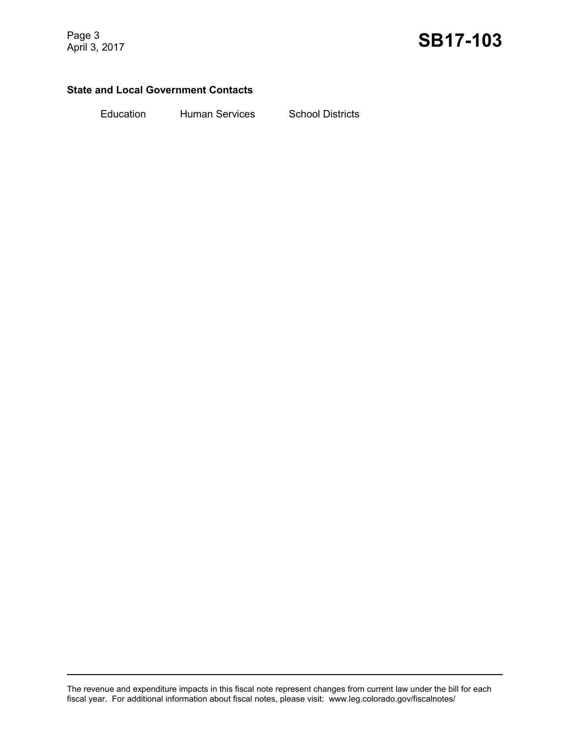### State and Local Government Contacts

Education Human Services School Districts

The revenue and expenditure impacts in this fiscal note represent changes from current law under the bill for each fiscal year. For additional information about fiscal notes, please visit: www.leg.colorado.gov/fiscalnotes/